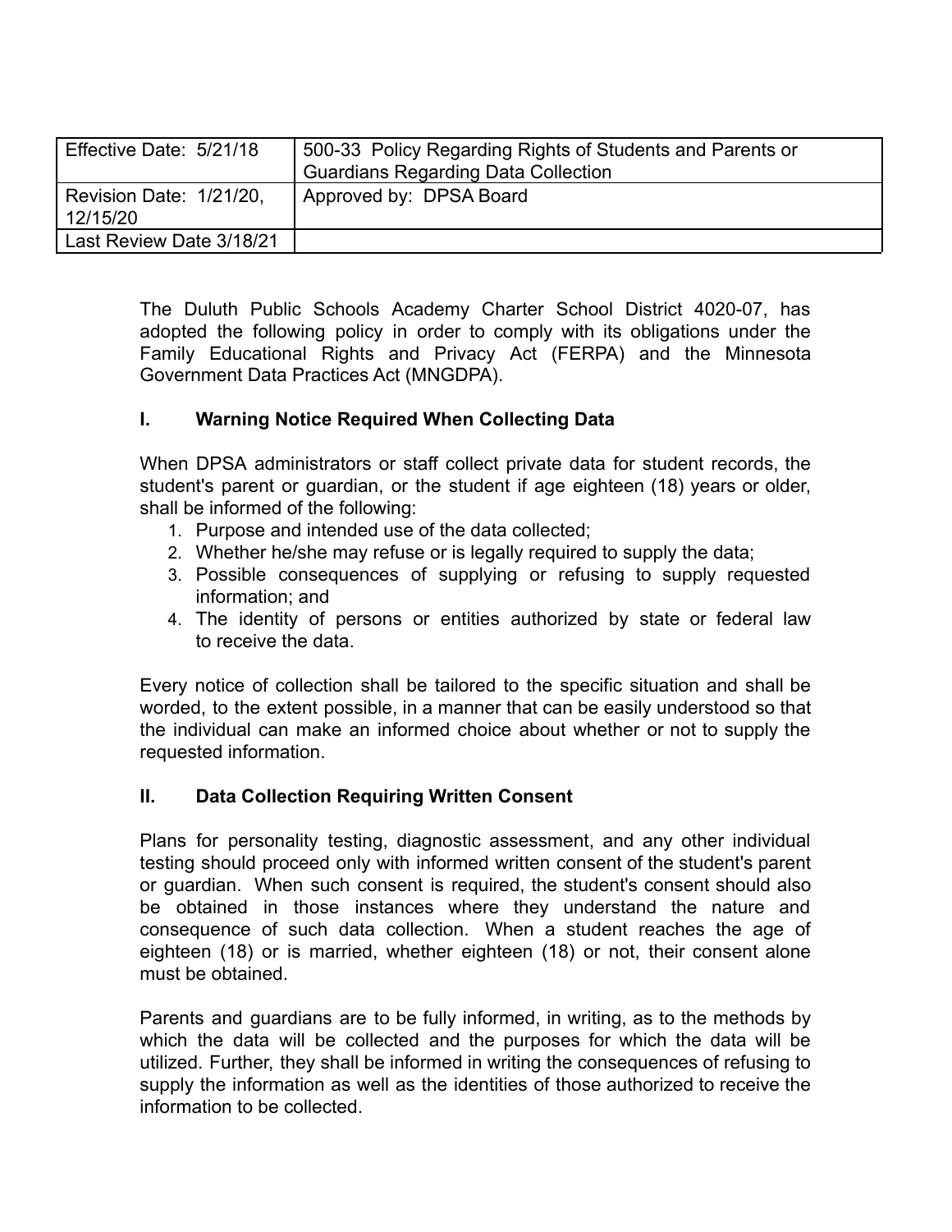| Effective Date: 5/21/18 | 500-33 Policy Regarding Rights of Students and Parents or Guardians Regarding Data Collection |
| --- | --- |
| Revision Date: 1/21/20, 12/15/20 | Approved by: DPSA Board |
| Last Review Date 3/18/21 | |

The Duluth Public Schools Academy Charter School District 4020-07, has adopted the following policy in order to comply with its obligations under the Family Educational Rights and Privacy Act (FERPA) and the Minnesota Government Data Practices Act (MNGDPA).

## I. Warning Notice Required When Collecting Data

When DPSA administrators or staff collect private data for student records, the student's parent or guardian, or the student if age eighteen (18) years or older, shall be informed of the following:

1. Purpose and intended use of the data collected;
2. Whether he/she may refuse or is legally required to supply the data;
3. Possible consequences of supplying or refusing to supply requested information; and
4. The identity of persons or entities authorized by state or federal law to receive the data.

Every notice of collection shall be tailored to the specific situation and shall be worded, to the extent possible, in a manner that can be easily understood so that the individual can make an informed choice about whether or not to supply the requested information.

## II. Data Collection Requiring Written Consent

Plans for personality testing, diagnostic assessment, and any other individual testing should proceed only with informed written consent of the student's parent or guardian. When such consent is required, the student's consent should also be obtained in those instances where they understand the nature and consequence of such data collection. When a student reaches the age of eighteen (18) or is married, whether eighteen (18) or not, their consent alone must be obtained.

Parents and guardians are to be fully informed, in writing, as to the methods by which the data will be collected and the purposes for which the data will be utilized. Further, they shall be informed in writing the consequences of refusing to supply the information as well as the identities of those authorized to receive the information to be collected.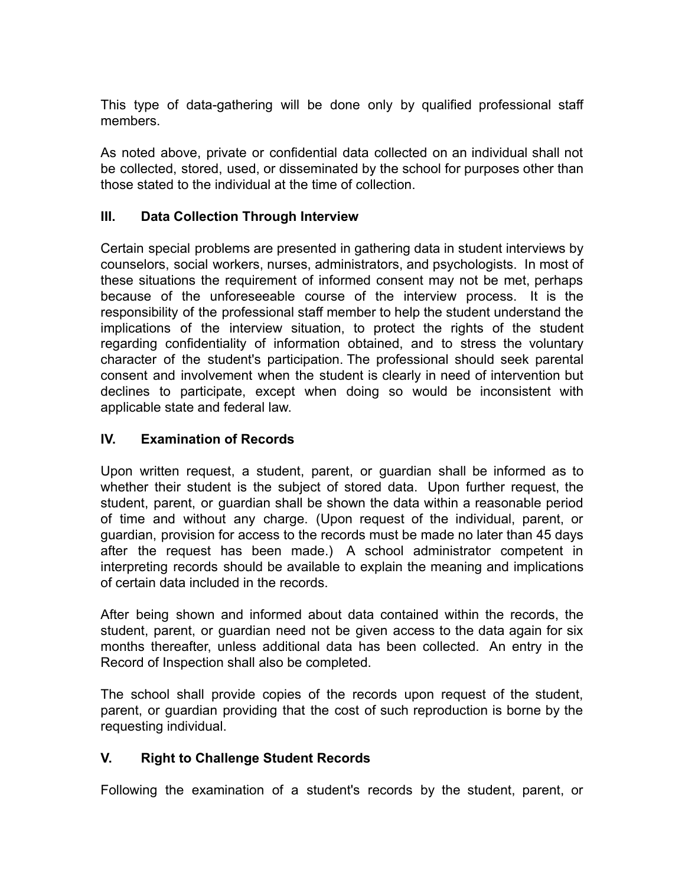This type of data-gathering will be done only by qualified professional staff members.

As noted above, private or confidential data collected on an individual shall not be collected, stored, used, or disseminated by the school for purposes other than those stated to the individual at the time of collection.

## III. Data Collection Through Interview

Certain special problems are presented in gathering data in student interviews by counselors, social workers, nurses, administrators, and psychologists. In most of these situations the requirement of informed consent may not be met, perhaps because of the unforeseeable course of the interview process. It is the responsibility of the professional staff member to help the student understand the implications of the interview situation, to protect the rights of the student regarding confidentiality of information obtained, and to stress the voluntary character of the student's participation. The professional should seek parental consent and involvement when the student is clearly in need of intervention but declines to participate, except when doing so would be inconsistent with applicable state and federal law.

## IV. Examination of Records

Upon written request, a student, parent, or guardian shall be informed as to whether their student is the subject of stored data. Upon further request, the student, parent, or guardian shall be shown the data within a reasonable period of time and without any charge. (Upon request of the individual, parent, or guardian, provision for access to the records must be made no later than 45 days after the request has been made.) A school administrator competent in interpreting records should be available to explain the meaning and implications of certain data included in the records.

After being shown and informed about data contained within the records, the student, parent, or guardian need not be given access to the data again for six months thereafter, unless additional data has been collected. An entry in the Record of Inspection shall also be completed.

The school shall provide copies of the records upon request of the student, parent, or guardian providing that the cost of such reproduction is borne by the requesting individual.

## V. Right to Challenge Student Records

Following the examination of a student's records by the student, parent, or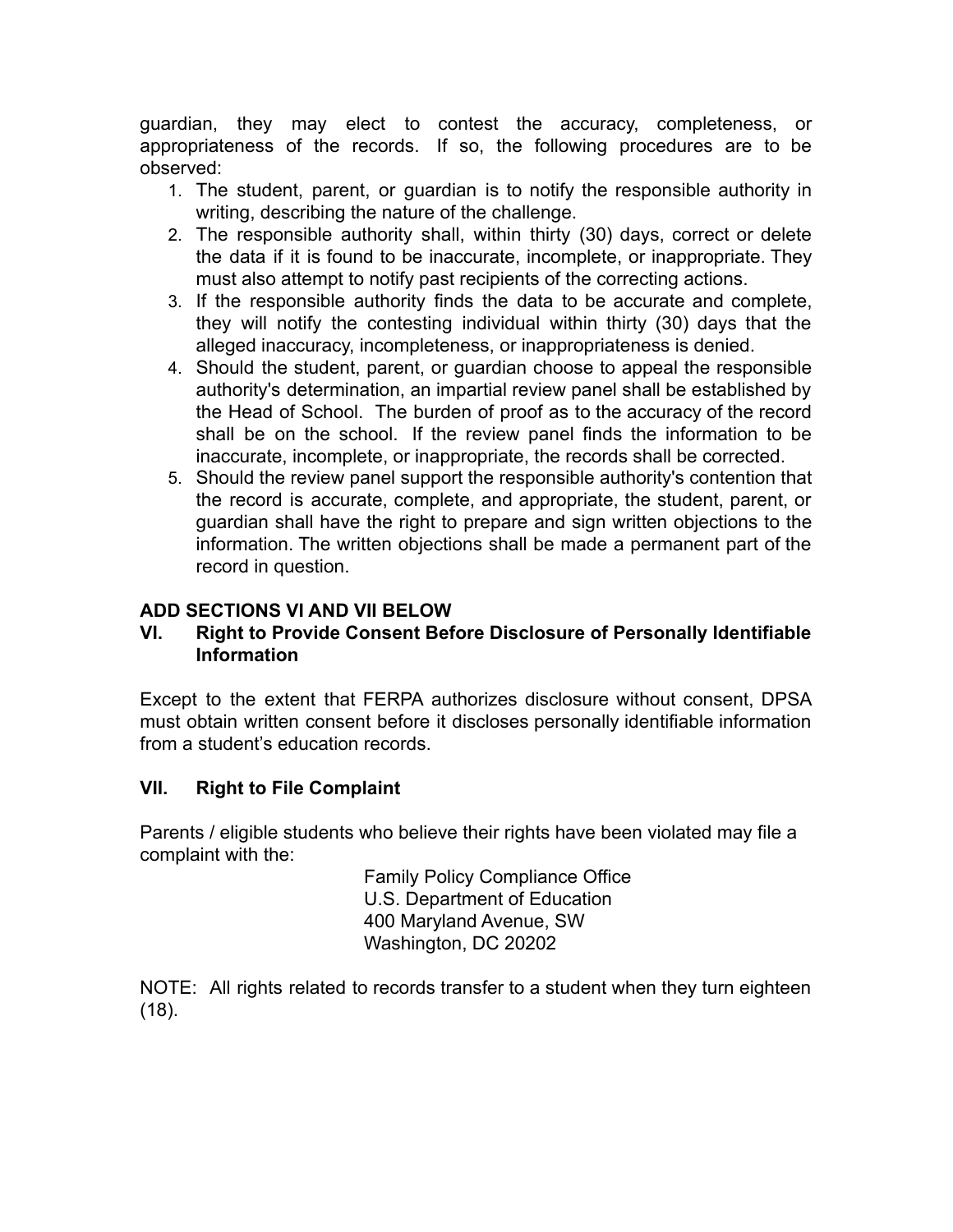guardian, they may elect to contest the accuracy, completeness, or appropriateness of the records. If so, the following procedures are to be observed:

1. The student, parent, or guardian is to notify the responsible authority in writing, describing the nature of the challenge.
2. The responsible authority shall, within thirty (30) days, correct or delete the data if it is found to be inaccurate, incomplete, or inappropriate. They must also attempt to notify past recipients of the correcting actions.
3. If the responsible authority finds the data to be accurate and complete, they will notify the contesting individual within thirty (30) days that the alleged inaccuracy, incompleteness, or inappropriateness is denied.
4. Should the student, parent, or guardian choose to appeal the responsible authority's determination, an impartial review panel shall be established by the Head of School. The burden of proof as to the accuracy of the record shall be on the school. If the review panel finds the information to be inaccurate, incomplete, or inappropriate, the records shall be corrected.
5. Should the review panel support the responsible authority's contention that the record is accurate, complete, and appropriate, the student, parent, or guardian shall have the right to prepare and sign written objections to the information. The written objections shall be made a permanent part of the record in question.

**ADD SECTIONS VI AND VII BELOW**

**VI. Right to Provide Consent Before Disclosure of Personally Identifiable Information**

Except to the extent that FERPA authorizes disclosure without consent, DPSA must obtain written consent before it discloses personally identifiable information from a student's education records.

**VII. Right to File Complaint**

Parents / eligible students who believe their rights have been violated may file a complaint with the:

Family Policy Compliance Office
U.S. Department of Education
400 Maryland Avenue, SW
Washington, DC 20202

NOTE: All rights related to records transfer to a student when they turn eighteen (18).